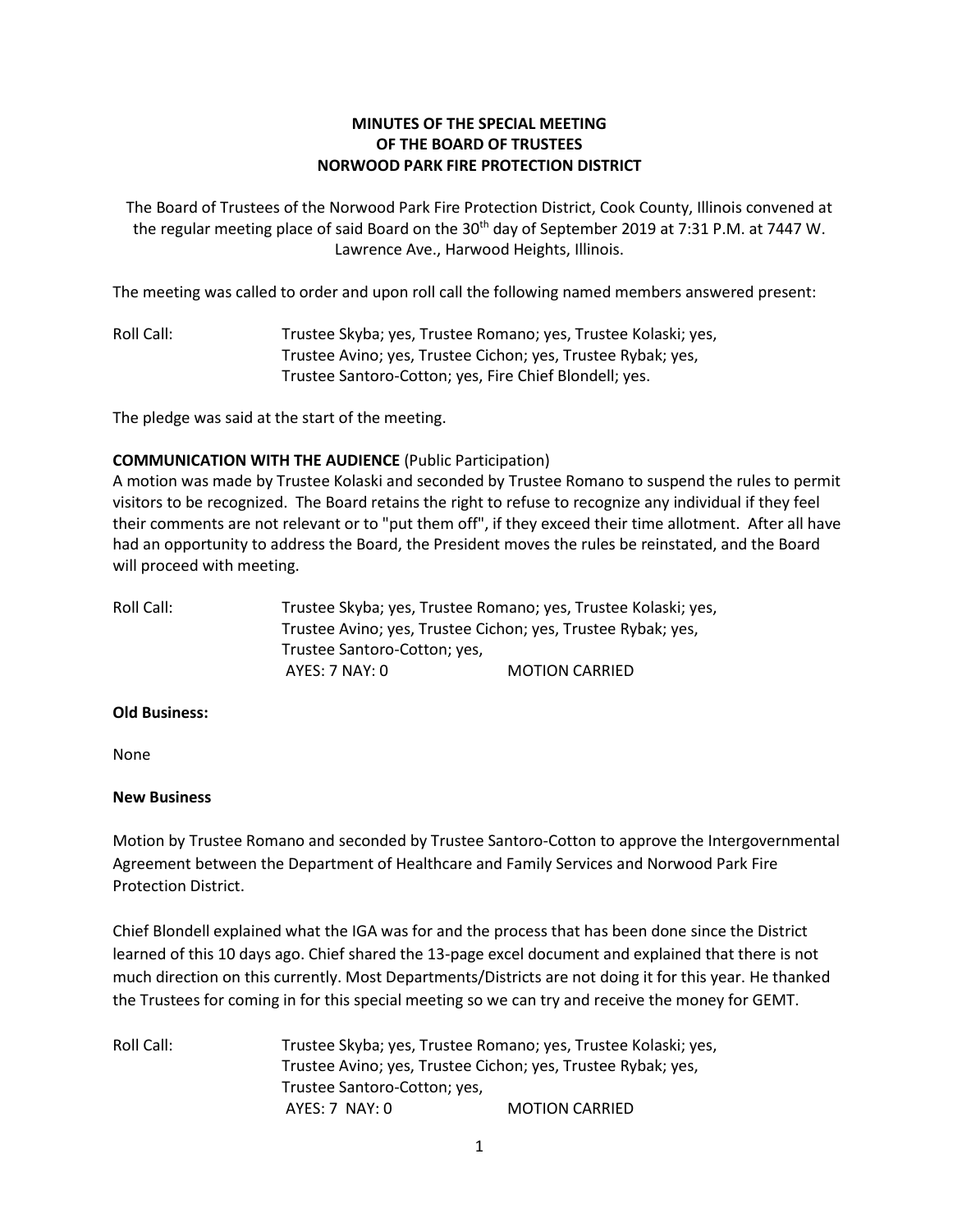# MINUTES OF THE SPECIAL MEETING OF THE BOARD OF TRUSTEES NORWOOD PARK FIRE PROTECTION DISTRICT

The Board of Trustees of the Norwood Park Fire Protection District, Cook County, Illinois convened at the regular meeting place of said Board on the 30th day of September 2019 at 7:31 P.M. at 7447 W. Lawrence Ave., Harwood Heights, Illinois.

The meeting was called to order and upon roll call the following named members answered present:

Roll Call: Trustee Skyba; yes, Trustee Romano; yes, Trustee Kolaski; yes, Trustee Avino; yes, Trustee Cichon; yes, Trustee Rybak; yes, Trustee Santoro-Cotton; yes, Fire Chief Blondell; yes.

The pledge was said at the start of the meeting.

**COMMUNICATION WITH THE AUDIENCE** (Public Participation)
A motion was made by Trustee Kolaski and seconded by Trustee Romano to suspend the rules to permit visitors to be recognized. The Board retains the right to refuse to recognize any individual if they feel their comments are not relevant or to "put them off", if they exceed their time allotment. After all have had an opportunity to address the Board, the President moves the rules be reinstated, and the Board will proceed with meeting.

Roll Call: Trustee Skyba; yes, Trustee Romano; yes, Trustee Kolaski; yes, Trustee Avino; yes, Trustee Cichon; yes, Trustee Rybak; yes, Trustee Santoro-Cotton; yes,
AYES: 7 NAY: 0 MOTION CARRIED

**Old Business:**

None

**New Business**

Motion by Trustee Romano and seconded by Trustee Santoro-Cotton to approve the Intergovernmental Agreement between the Department of Healthcare and Family Services and Norwood Park Fire Protection District.

Chief Blondell explained what the IGA was for and the process that has been done since the District learned of this 10 days ago. Chief shared the 13-page excel document and explained that there is not much direction on this currently. Most Departments/Districts are not doing it for this year. He thanked the Trustees for coming in for this special meeting so we can try and receive the money for GEMT.

Roll Call: Trustee Skyba; yes, Trustee Romano; yes, Trustee Kolaski; yes, Trustee Avino; yes, Trustee Cichon; yes, Trustee Rybak; yes, Trustee Santoro-Cotton; yes,
AYES: 7 NAY: 0 MOTION CARRIED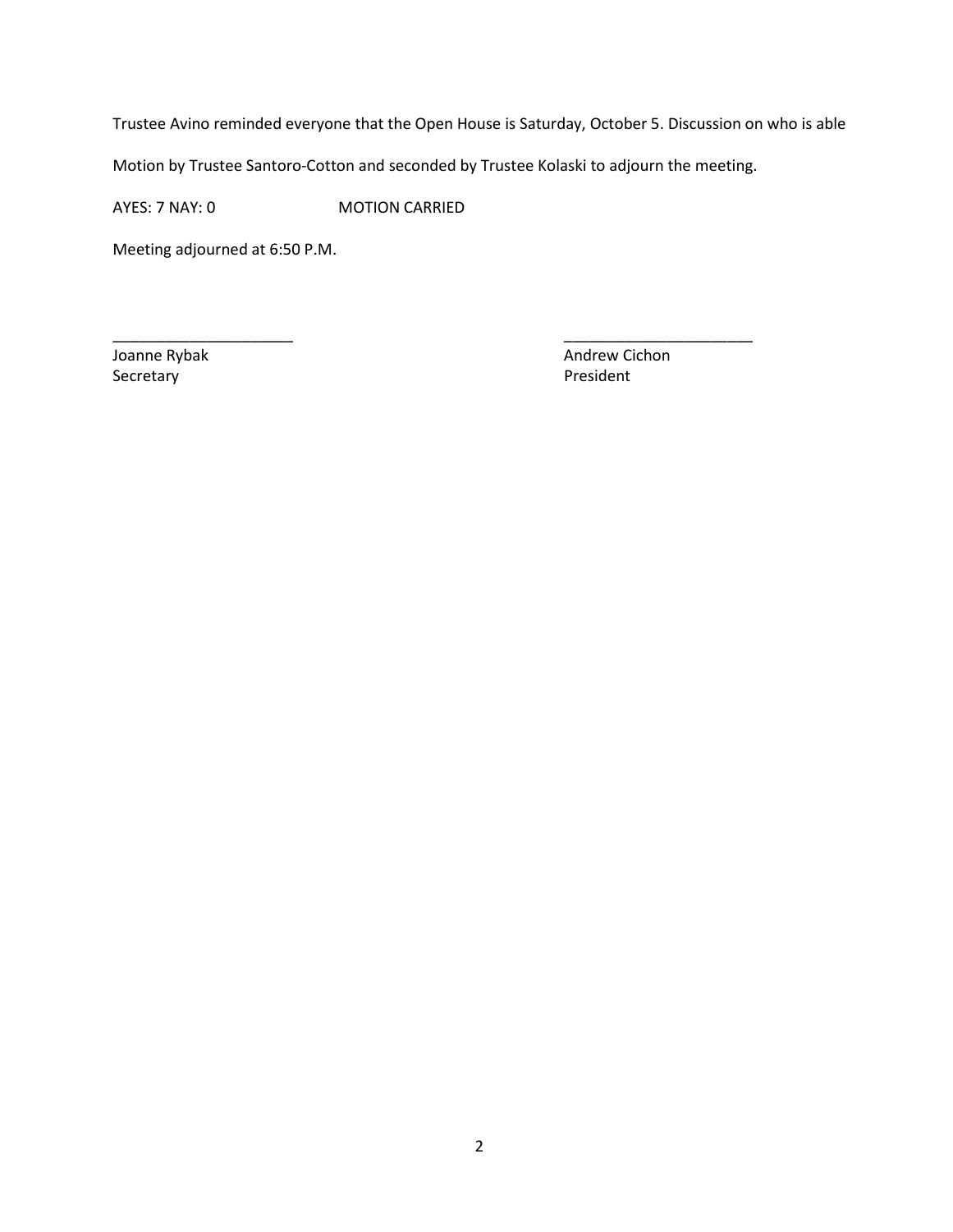Trustee Avino reminded everyone that the Open House is Saturday, October 5. Discussion on who is able

Motion by Trustee Santoro-Cotton and seconded by Trustee Kolaski to adjourn the meeting.

AYES: 7 NAY: 0 MOTION CARRIED

Meeting adjourned at 6:50 P.M.

| | |
|---|---|
| _____________________ | _____________________ |
| Joanne Rybak | Andrew Cichon |
| Secretary | President |